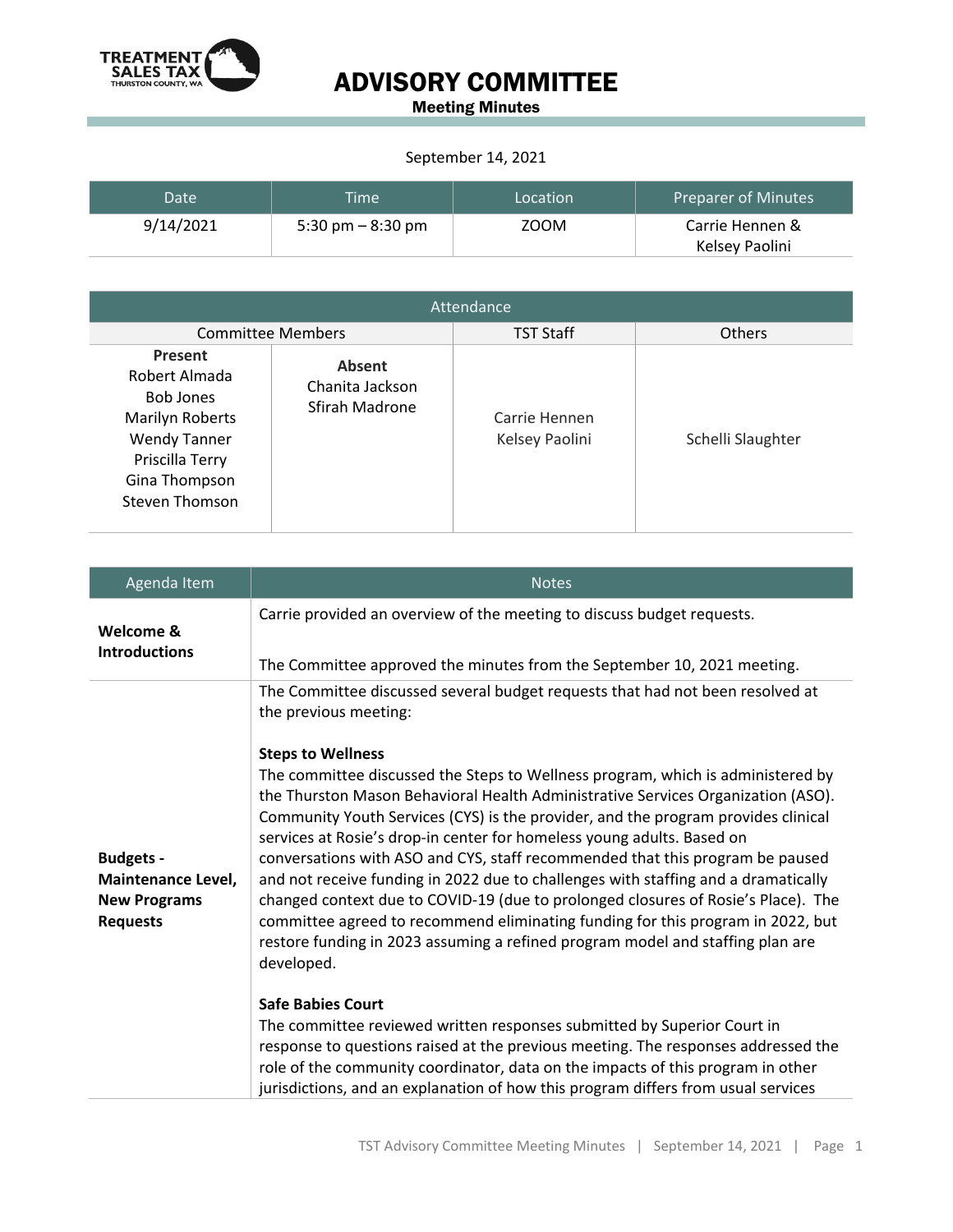TREATMENT SALES TAX
THURSTON COUNTY, WA

# ADVISORY COMMITTEE

## Meeting Minutes

September 14, 2021

| Date | Time | Location | Preparer of Minutes |
| --- | --- | --- | --- |
| 9/14/2021 | 5:30 pm – 8:30 pm | ZOOM | Carrie Hennen & Kelsey Paolini |

| Attendance | | | |
| --- | --- | --- | --- |
| Committee Members | | TST Staff | Others |
| **Present**<br>Robert Almada<br>Bob Jones<br>Marilyn Roberts<br>Wendy Tanner<br>Priscilla Terry<br>Gina Thompson<br>Steven Thomson | **Absent**<br>Chanita Jackson<br>Sfirah Madrone | Carrie Hennen<br>Kelsey Paolini | Schelli Slaughter |

| Agenda Item | Notes |
| --- | --- |
| **Welcome & Introductions** | Carrie provided an overview of the meeting to discuss budget requests.<br><br>The Committee approved the minutes from the September 10, 2021 meeting. |
| **Budgets - Maintenance Level, New Programs Requests** | The Committee discussed several budget requests that had not been resolved at the previous meeting:<br><br>**Steps to Wellness**<br>The committee discussed the Steps to Wellness program, which is administered by the Thurston Mason Behavioral Health Administrative Services Organization (ASO). Community Youth Services (CYS) is the provider, and the program provides clinical services at Rosie's drop-in center for homeless young adults. Based on conversations with ASO and CYS, staff recommended that this program be paused and not receive funding in 2022 due to challenges with staffing and a dramatically changed context due to COVID-19 (due to prolonged closures of Rosie's Place). The committee agreed to recommend eliminating funding for this program in 2022, but restore funding in 2023 assuming a refined program model and staffing plan are developed.<br><br>**Safe Babies Court**<br>The committee reviewed written responses submitted by Superior Court in response to questions raised at the previous meeting. The responses addressed the role of the community coordinator, data on the impacts of this program in other jurisdictions, and an explanation of how this program differs from usual services |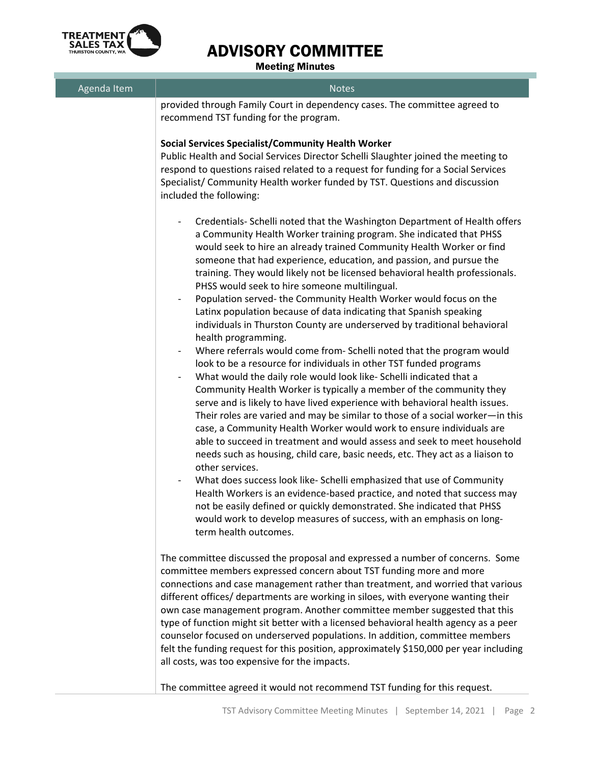| Agenda Item | Notes |
|---|---|
| | provided through Family Court in dependency cases. The committee agreed to recommend TST funding for the program. |

**Social Services Specialist/Community Health Worker**

Public Health and Social Services Director Schelli Slaughter joined the meeting to respond to questions raised related to a request for funding for a Social Services Specialist/ Community Health worker funded by TST. Questions and discussion included the following:

- Credentials- Schelli noted that the Washington Department of Health offers a Community Health Worker training program. She indicated that PHSS would seek to hire an already trained Community Health Worker or find someone that had experience, education, and passion, and pursue the training. They would likely not be licensed behavioral health professionals. PHSS would seek to hire someone multilingual.
- Population served- the Community Health Worker would focus on the Latinx population because of data indicating that Spanish speaking individuals in Thurston County are underserved by traditional behavioral health programming.
- Where referrals would come from- Schelli noted that the program would look to be a resource for individuals in other TST funded programs
- What would the daily role would look like- Schelli indicated that a Community Health Worker is typically a member of the community they serve and is likely to have lived experience with behavioral health issues. Their roles are varied and may be similar to those of a social worker—in this case, a Community Health Worker would work to ensure individuals are able to succeed in treatment and would assess and seek to meet household needs such as housing, child care, basic needs, etc. They act as a liaison to other services.
- What does success look like- Schelli emphasized that use of Community Health Workers is an evidence-based practice, and noted that success may not be easily defined or quickly demonstrated. She indicated that PHSS would work to develop measures of success, with an emphasis on long-term health outcomes.

The committee discussed the proposal and expressed a number of concerns. Some committee members expressed concern about TST funding more and more connections and case management rather than treatment, and worried that various different offices/ departments are working in siloes, with everyone wanting their own case management program. Another committee member suggested that this type of function might sit better with a licensed behavioral health agency as a peer counselor focused on underserved populations. In addition, committee members felt the funding request for this position, approximately $150,000 per year including all costs, was too expensive for the impacts.

The committee agreed it would not recommend TST funding for this request.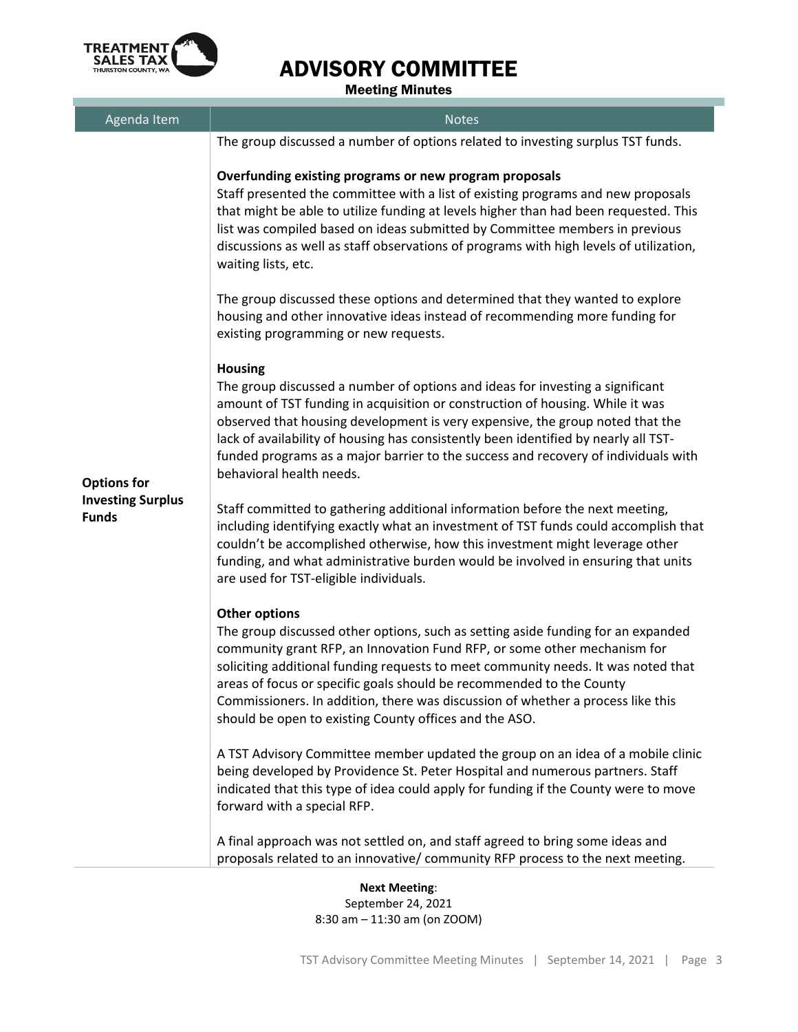# ADVISORY COMMITTEE

**Meeting Minutes**

| Agenda Item | Notes |
|---|---|
| **Options for Investing Surplus Funds** | The group discussed a number of options related to investing surplus TST funds.<br><br>**Overfunding existing programs or new program proposals**<br>Staff presented the committee with a list of existing programs and new proposals that might be able to utilize funding at levels higher than had been requested. This list was compiled based on ideas submitted by Committee members in previous discussions as well as staff observations of programs with high levels of utilization, waiting lists, etc.<br><br>The group discussed these options and determined that they wanted to explore housing and other innovative ideas instead of recommending more funding for existing programming or new requests.<br><br>**Housing**<br>The group discussed a number of options and ideas for investing a significant amount of TST funding in acquisition or construction of housing. While it was observed that housing development is very expensive, the group noted that the lack of availability of housing has consistently been identified by nearly all TST-funded programs as a major barrier to the success and recovery of individuals with behavioral health needs.<br><br>Staff committed to gathering additional information before the next meeting, including identifying exactly what an investment of TST funds could accomplish that couldn't be accomplished otherwise, how this investment might leverage other funding, and what administrative burden would be involved in ensuring that units are used for TST-eligible individuals.<br><br>**Other options**<br>The group discussed other options, such as setting aside funding for an expanded community grant RFP, an Innovation Fund RFP, or some other mechanism for soliciting additional funding requests to meet community needs. It was noted that areas of focus or specific goals should be recommended to the County Commissioners. In addition, there was discussion of whether a process like this should be open to existing County offices and the ASO.<br><br>A TST Advisory Committee member updated the group on an idea of a mobile clinic being developed by Providence St. Peter Hospital and numerous partners. Staff indicated that this type of idea could apply for funding if the County were to move forward with a special RFP.<br><br>A final approach was not settled on, and staff agreed to bring some ideas and proposals related to an innovative/ community RFP process to the next meeting. |

**Next Meeting**:
September 24, 2021
8:30 am – 11:30 am (on ZOOM)